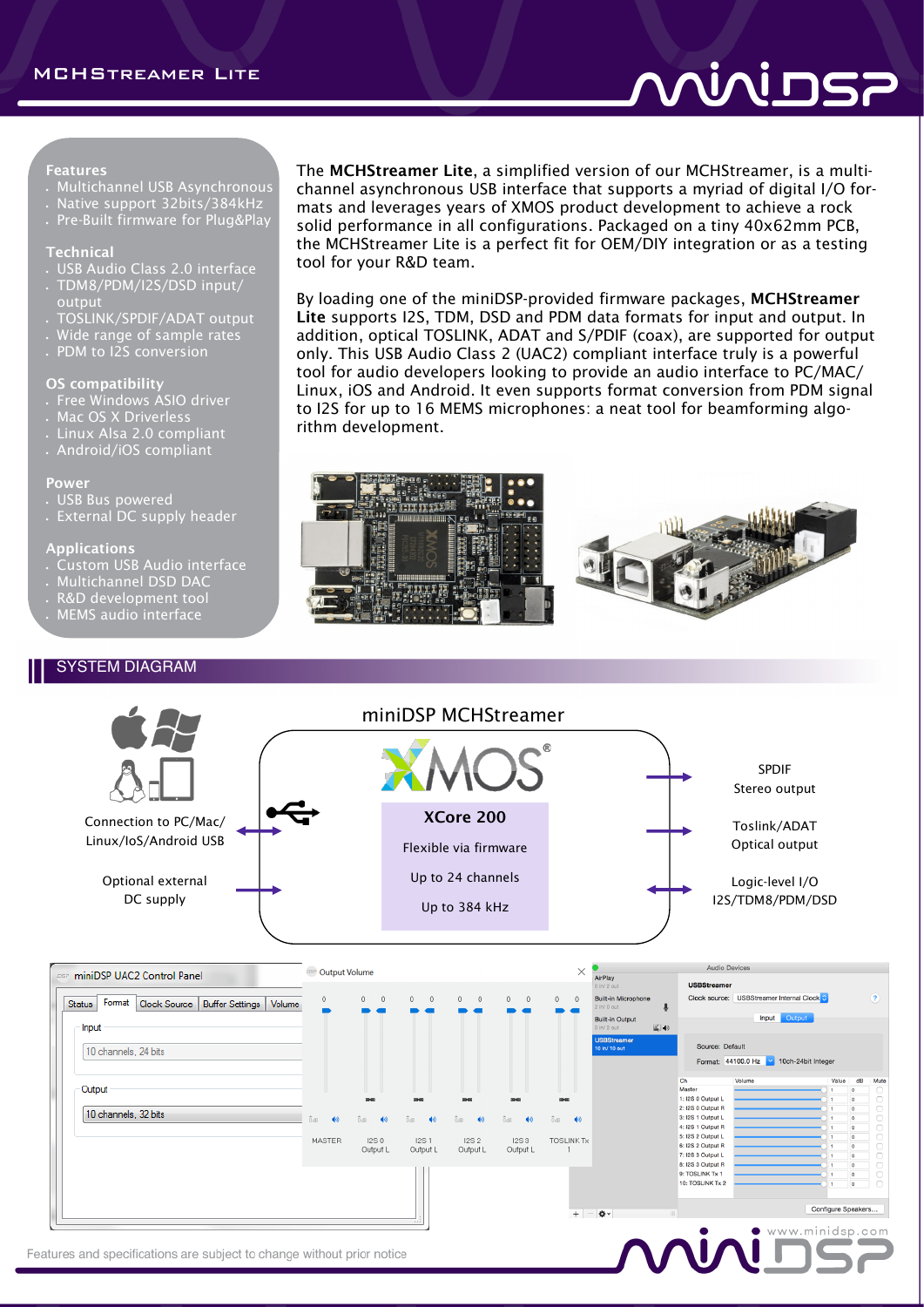# MCHStreamer Lite

**Features**
- Multichannel USB Asynchronous
- Native support 32bits/384kHz
- Pre-Built firmware for Plug&Play

**Technical**
- USB Audio Class 2.0 interface
- TDM8/PDM/I2S/DSD input/output
- TOSLINK/SPDIF/ADAT output
- Wide range of sample rates
- PDM to I2S conversion

**OS compatibility**
- Free Windows ASIO driver
- Mac OS X Driverless
- Linux Alsa 2.0 compliant
- Android/iOS compliant

**Power**
- USB Bus powered
- External DC supply header

**Applications**
- Custom USB Audio interface
- Multichannel DSD DAC
- R&D development tool
- MEMS audio interface

The **MCHStreamer Lite**, a simplified version of our MCHStreamer, is a multi-channel asynchronous USB interface that supports a myriad of digital I/O formats and leverages years of XMOS product development to achieve a rock solid performance in all configurations. Packaged on a tiny 40x62mm PCB, the MCHStreamer Lite is a perfect fit for OEM/DIY integration or as a testing tool for your R&D team.

By loading one of the miniDSP-provided firmware packages, **MCHStreamer Lite** supports I2S, TDM, DSD and PDM data formats for input and output. In addition, optical TOSLINK, ADAT and S/PDIF (coax), are supported for output only. This USB Audio Class 2 (UAC2) compliant interface truly is a powerful tool for audio developers looking to provide an audio interface to PC/MAC/Linux, iOS and Android. It even supports format conversion from PDM signal to I2S for up to 16 MEMS microphones: a neat tool for beamforming algorithm development.

## SYSTEM DIAGRAM

miniDSP MCHStreamer

XMOS

**XCore 200**

Flexible via firmware

Up to 24 channels

Up to 384 kHz

Connection to PC/Mac/Linux/IoS/Android USB

Optional external DC supply

SPDIF Stereo output

Toslink/ADAT Optical output

Logic-level I/O I2S/TDM8/PDM/DSD

Features and specifications are subject to change without prior notice

www.minidsp.com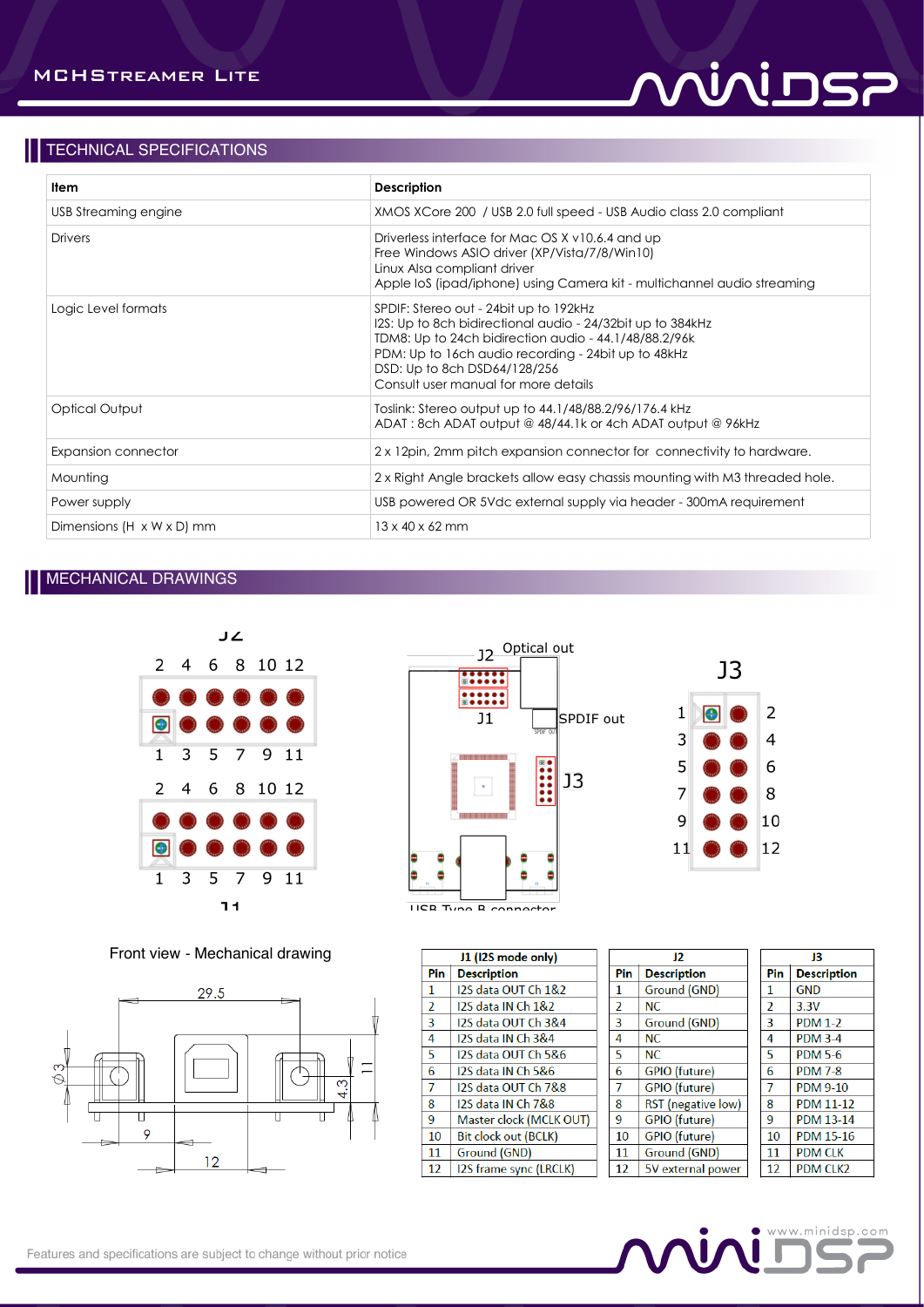## TECHNICAL SPECIFICATIONS

| Item | Description |
|---|---|
| USB Streaming engine | XMOS XCore 200 / USB 2.0 full speed - USB Audio class 2.0 compliant |
| Drivers | Driverless interface for Mac OS X v10.6.4 and up<br>Free Windows ASIO driver (XP/Vista/7/8/Win10)<br>Linux Alsa compliant driver<br>Apple IoS (ipad/iphone) using Camera kit - multichannel audio streaming |
| Logic Level formats | SPDIF: Stereo out - 24bit up to 192kHz<br>I2S: Up to 8ch bidirectional audio - 24/32bit up to 384kHz<br>TDM8: Up to 24ch bidirection audio - 44.1/48/88.2/96k<br>PDM: Up to 16ch audio recording - 24bit up to 48kHz<br>DSD: Up to 8ch DSD64/128/256<br>Consult user manual for more details |
| Optical Output | Toslink: Stereo output up to 44.1/48/88.2/96/176.4 kHz<br>ADAT : 8ch ADAT output @ 48/44.1k or 4ch ADAT output @ 96kHz |
| Expansion connector | 2 x 12pin, 2mm pitch expansion connector for connectivity to hardware. |
| Mounting | 2 x Right Angle brackets allow easy chassis mounting with M3 threaded hole. |
| Power supply | USB powered OR 5Vdc external supply via header - 300mA requirement |
| Dimensions (H x W x D) mm | 13 x 40 x 62 mm |

## MECHANICAL DRAWINGS

J2

2 4 6 8 10 12

1 3 5 7 9 11

2 4 6 8 10 12

1 3 5 7 9 11

J1

J2 Optical out

J1 SPDIF out

J3

USB Type B connector

J3

1 2
3 4
5 6
7 8
9 10
11 12

Front view - Mechanical drawing

29.5

Ø3

11

4.3

9

12

| J1 (I2S mode only) | |
|---|---|
| **Pin** | **Description** |
| 1 | I2S data OUT Ch 1&2 |
| 2 | I2S data IN Ch 1&2 |
| 3 | I2S data OUT Ch 3&4 |
| 4 | I2S data IN Ch 3&4 |
| 5 | I2S data OUT Ch 5&6 |
| 6 | I2S data IN Ch 5&6 |
| 7 | I2S data OUT Ch 7&8 |
| 8 | I2S data IN Ch 7&8 |
| 9 | Master clock (MCLK OUT) |
| 10 | Bit clock out (BCLK) |
| 11 | Ground (GND) |
| 12 | I2S frame sync (LRCLK) |

| J2 | |
|---|---|
| **Pin** | **Description** |
| 1 | Ground (GND) |
| 2 | NC |
| 3 | Ground (GND) |
| 4 | NC |
| 5 | NC |
| 6 | GPIO (future) |
| 7 | GPIO (future) |
| 8 | RST (negative low) |
| 9 | GPIO (future) |
| 10 | GPIO (future) |
| 11 | Ground (GND) |
| 12 | 5V external power |

| J3 | |
|---|---|
| **Pin** | **Description** |
| 1 | GND |
| 2 | 3.3V |
| 3 | PDM 1-2 |
| 4 | PDM 3-4 |
| 5 | PDM 5-6 |
| 6 | PDM 7-8 |
| 7 | PDM 9-10 |
| 8 | PDM 11-12 |
| 9 | PDM 13-14 |
| 10 | PDM 15-16 |
| 11 | PDM CLK |
| 12 | PDM CLK2 |

Features and specifications are subject to change without prior notice